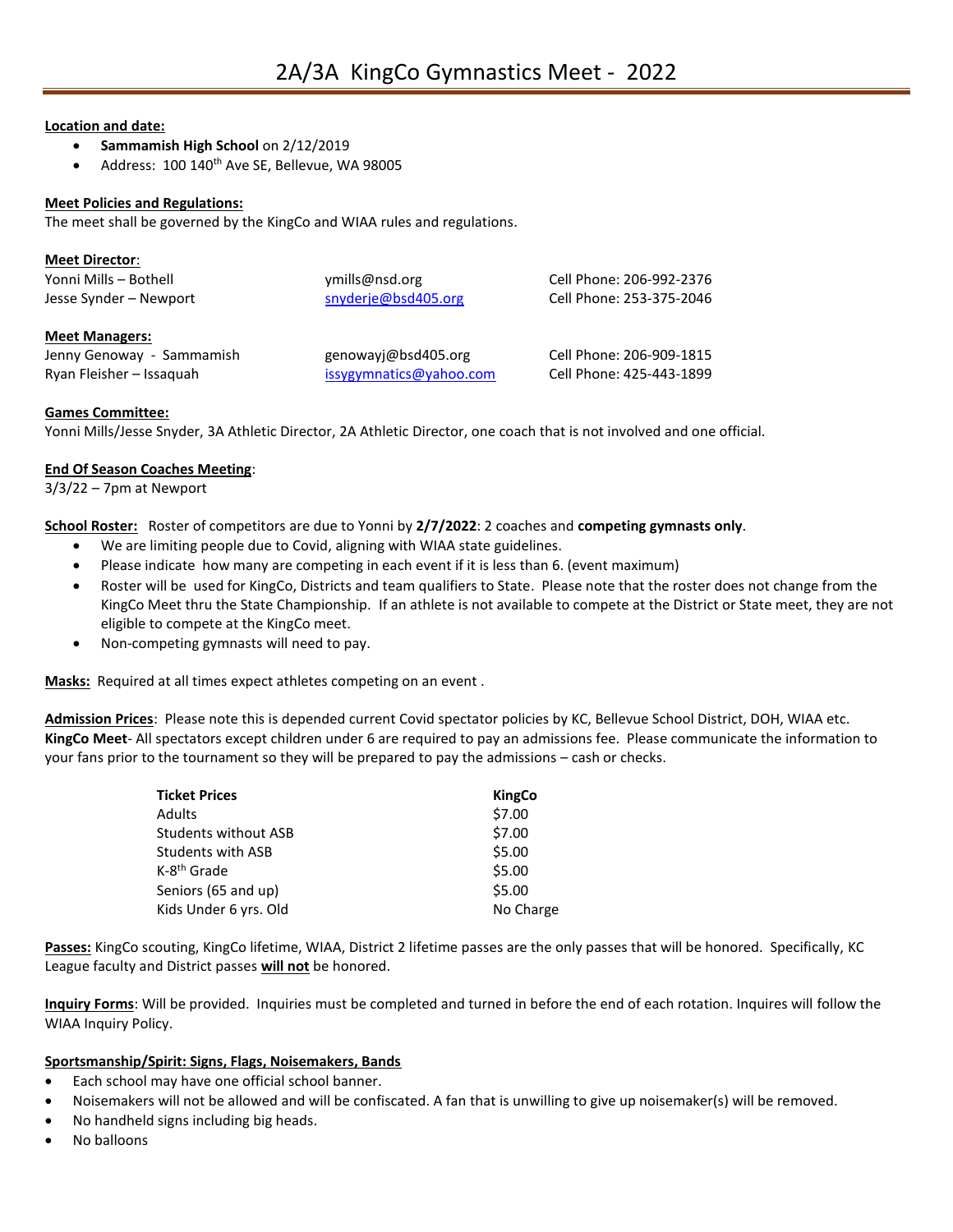# 2A/3A KingCo Gymnastics Meet - 2022

**Location and date:**

- **Sammamish High School** on 2/12/2019
- Address: 100 140th Ave SE, Bellevue, WA 98005

**Meet Policies and Regulations:**

The meet shall be governed by the KingCo and WIAA rules and regulations.

**Meet Director:**

| | | |
|---|---|---|
| Yonni Mills – Bothell | ymills@nsd.org | Cell Phone: 206-992-2376 |
| Jesse Synder – Newport | snyderje@bsd405.org | Cell Phone: 253-375-2046 |

**Meet Managers:**

| | | |
|---|---|---|
| Jenny Genoway - Sammamish | genowayj@bsd405.org | Cell Phone: 206-909-1815 |
| Ryan Fleisher – Issaquah | issygymnatics@yahoo.com | Cell Phone: 425-443-1899 |

**Games Committee:**

Yonni Mills/Jesse Snyder, 3A Athletic Director, 2A Athletic Director, one coach that is not involved and one official.

**End Of Season Coaches Meeting:**

3/3/22 – 7pm at Newport

**School Roster:** Roster of competitors are due to Yonni by **2/7/2022**: 2 coaches and **competing gymnasts only**.

- We are limiting people due to Covid, aligning with WIAA state guidelines.
- Please indicate how many are competing in each event if it is less than 6. (event maximum)
- Roster will be used for KingCo, Districts and team qualifiers to State. Please note that the roster does not change from the KingCo Meet thru the State Championship. If an athlete is not available to compete at the District or State meet, they are not eligible to compete at the KingCo meet.
- Non-competing gymnasts will need to pay.

**Masks:** Required at all times expect athletes competing on an event .

**Admission Prices**: Please note this is depended current Covid spectator policies by KC, Bellevue School District, DOH, WIAA etc. **KingCo Meet**- All spectators except children under 6 are required to pay an admissions fee. Please communicate the information to your fans prior to the tournament so they will be prepared to pay the admissions – cash or checks.

| **Ticket Prices** | **KingCo** |
|---|---|
| Adults | $7.00 |
| Students without ASB | $7.00 |
| Students with ASB | $5.00 |
| K-8th Grade | $5.00 |
| Seniors (65 and up) | $5.00 |
| Kids Under 6 yrs. Old | No Charge |

**Passes:** KingCo scouting, KingCo lifetime, WIAA, District 2 lifetime passes are the only passes that will be honored. Specifically, KC League faculty and District passes **will not** be honored.

**Inquiry Forms**: Will be provided. Inquiries must be completed and turned in before the end of each rotation. Inquires will follow the WIAA Inquiry Policy.

**Sportsmanship/Spirit: Signs, Flags, Noisemakers, Bands**

- Each school may have one official school banner.
- Noisemakers will not be allowed and will be confiscated. A fan that is unwilling to give up noisemaker(s) will be removed.
- No handheld signs including big heads.
- No balloons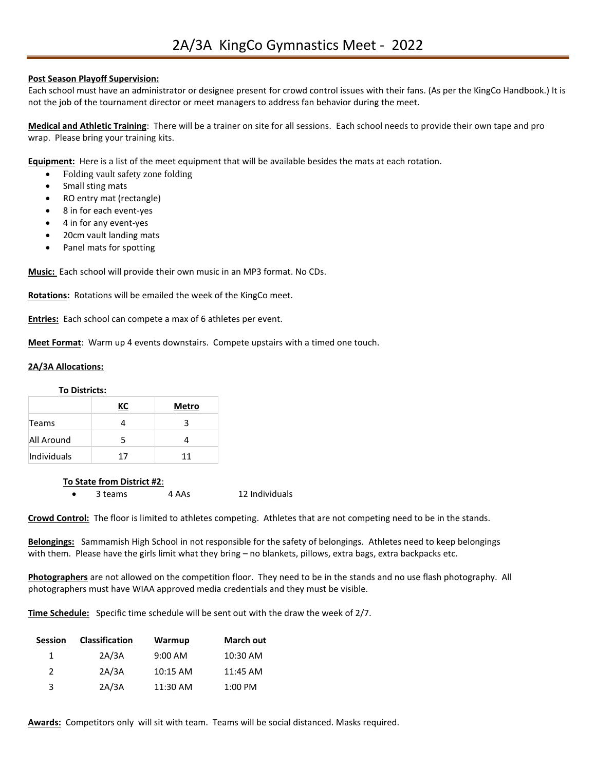# 2A/3A KingCo Gymnastics Meet - 2022

**Post Season Playoff Supervision:**
Each school must have an administrator or designee present for crowd control issues with their fans. (As per the KingCo Handbook.) It is not the job of the tournament director or meet managers to address fan behavior during the meet.

**Medical and Athletic Training**: There will be a trainer on site for all sessions. Each school needs to provide their own tape and pro wrap. Please bring your training kits.

**Equipment:** Here is a list of the meet equipment that will be available besides the mats at each rotation.

- Folding vault safety zone folding
- Small sting mats
- RO entry mat (rectangle)
- 8 in for each event-yes
- 4 in for any event-yes
- 20cm vault landing mats
- Panel mats for spotting

**Music:** Each school will provide their own music in an MP3 format. No CDs.

**Rotations:** Rotations will be emailed the week of the KingCo meet.

**Entries:** Each school can compete a max of 6 athletes per event.

**Meet Format**: Warm up 4 events downstairs. Compete upstairs with a timed one touch.

**2A/3A Allocations:**

**To Districts:**

| | KC | Metro |
|---|---|---|
| Teams | 4 | 3 |
| All Around | 5 | 4 |
| Individuals | 17 | 11 |

**To State from District #2**:

- 3 teams 4 AAs 12 Individuals

**Crowd Control:** The floor is limited to athletes competing. Athletes that are not competing need to be in the stands.

**Belongings:** Sammamish High School in not responsible for the safety of belongings. Athletes need to keep belongings with them. Please have the girls limit what they bring – no blankets, pillows, extra bags, extra backpacks etc.

**Photographers** are not allowed on the competition floor. They need to be in the stands and no use flash photography. All photographers must have WIAA approved media credentials and they must be visible.

**Time Schedule:** Specific time schedule will be sent out with the draw the week of 2/7.

| Session | Classification | Warmup | March out |
|---|---|---|---|
| 1 | 2A/3A | 9:00 AM | 10:30 AM |
| 2 | 2A/3A | 10:15 AM | 11:45 AM |
| 3 | 2A/3A | 11:30 AM | 1:00 PM |

**Awards:** Competitors only will sit with team. Teams will be social distanced. Masks required.